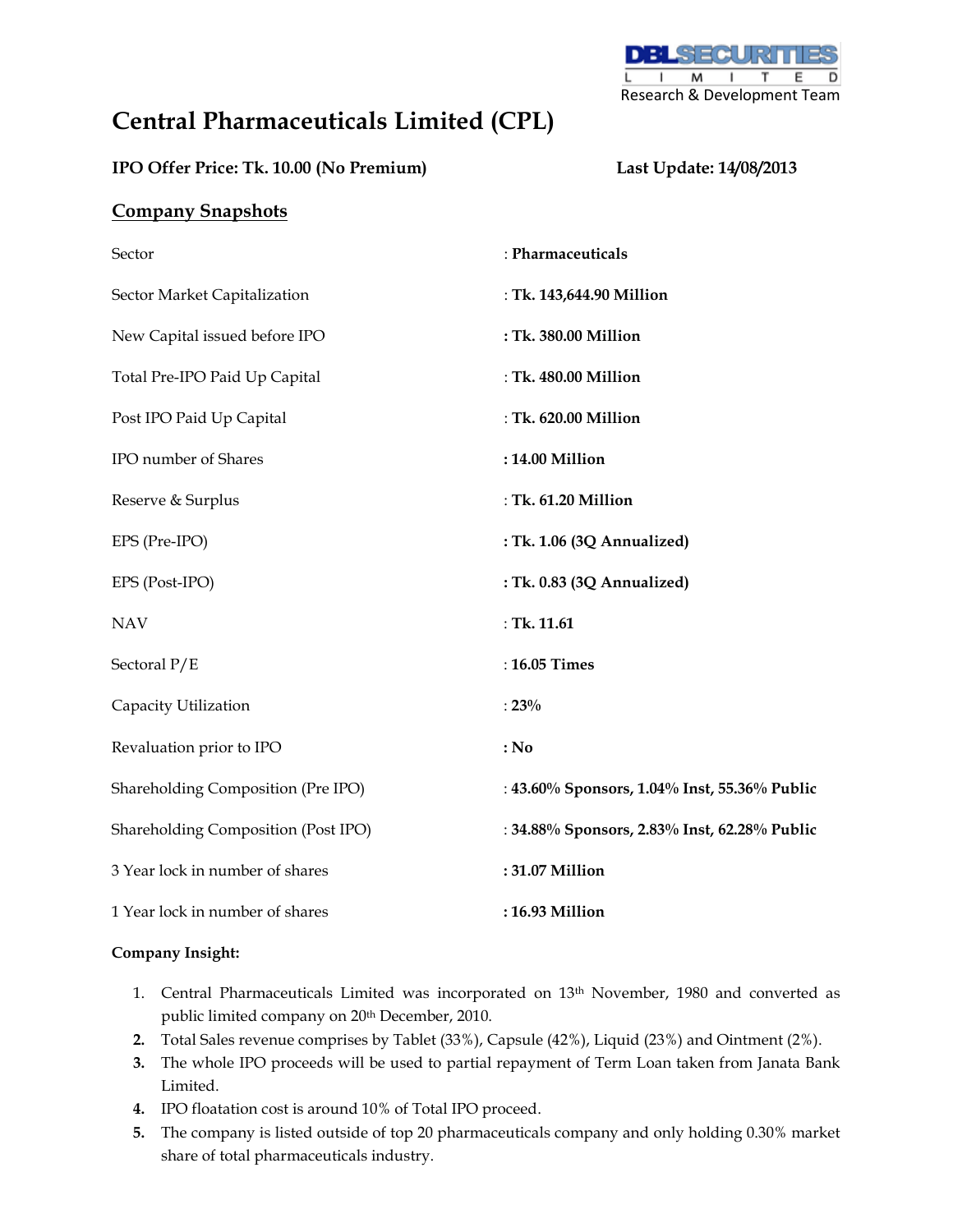DBL SECURITIES LIMITED
Research & Development Team

# Central Pharmaceuticals Limited (CPL)

**IPO Offer Price: Tk. 10.00 (No Premium)** **Last Update: 14/08/2013**

## Company Snapshots

| | |
|---|---|
| Sector | : **Pharmaceuticals** |
| Sector Market Capitalization | : **Tk. 143,644.90 Million** |
| New Capital issued before IPO | **: Tk. 380.00 Million** |
| Total Pre-IPO Paid Up Capital | : **Tk. 480.00 Million** |
| Post IPO Paid Up Capital | : **Tk. 620.00 Million** |
| IPO number of Shares | **: 14.00 Million** |
| Reserve & Surplus | : **Tk. 61.20 Million** |
| EPS (Pre-IPO) | **: Tk. 1.06 (3Q Annualized)** |
| EPS (Post-IPO) | **: Tk. 0.83 (3Q Annualized)** |
| NAV | : **Tk. 11.61** |
| Sectoral P/E | : **16.05 Times** |
| Capacity Utilization | : **23%** |
| Revaluation prior to IPO | **: No** |
| Shareholding Composition (Pre IPO) | : **43.60% Sponsors, 1.04% Inst, 55.36% Public** |
| Shareholding Composition (Post IPO) | : **34.88% Sponsors, 2.83% Inst, 62.28% Public** |
| 3 Year lock in number of shares | **: 31.07 Million** |
| 1 Year lock in number of shares | **: 16.93 Million** |

**Company Insight:**

1. Central Pharmaceuticals Limited was incorporated on 13th November, 1980 and converted as public limited company on 20th December, 2010.
2. Total Sales revenue comprises by Tablet (33%), Capsule (42%), Liquid (23%) and Ointment (2%).
3. The whole IPO proceeds will be used to partial repayment of Term Loan taken from Janata Bank Limited.
4. IPO floatation cost is around 10% of Total IPO proceed.
5. The company is listed outside of top 20 pharmaceuticals company and only holding 0.30% market share of total pharmaceuticals industry.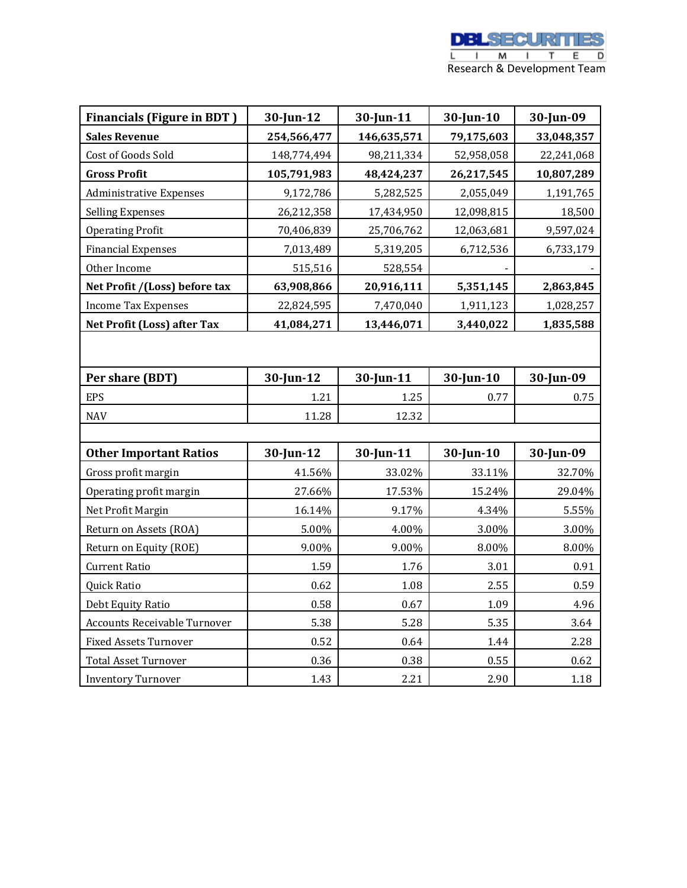| Financials (Figure in BDT ) | 30-Jun-12 | 30-Jun-11 | 30-Jun-10 | 30-Jun-09 |
|---|---|---|---|---|
| **Sales Revenue** | **254,566,477** | **146,635,571** | **79,175,603** | **33,048,357** |
| Cost of Goods Sold | 148,774,494 | 98,211,334 | 52,958,058 | 22,241,068 |
| **Gross Profit** | **105,791,983** | **48,424,237** | **26,217,545** | **10,807,289** |
| Administrative Expenses | 9,172,786 | 5,282,525 | 2,055,049 | 1,191,765 |
| Selling Expenses | 26,212,358 | 17,434,950 | 12,098,815 | 18,500 |
| Operating Profit | 70,406,839 | 25,706,762 | 12,063,681 | 9,597,024 |
| Financial Expenses | 7,013,489 | 5,319,205 | 6,712,536 | 6,733,179 |
| Other Income | 515,516 | 528,554 | - | - |
| **Net Profit /(Loss) before tax** | **63,908,866** | **20,916,111** | **5,351,145** | **2,863,845** |
| Income Tax Expenses | 22,824,595 | 7,470,040 | 1,911,123 | 1,028,257 |
| **Net Profit (Loss) after Tax** | **41,084,271** | **13,446,071** | **3,440,022** | **1,835,588** |

| Per share (BDT) | 30-Jun-12 | 30-Jun-11 | 30-Jun-10 | 30-Jun-09 |
|---|---|---|---|---|
| EPS | 1.21 | 1.25 | 0.77 | 0.75 |
| NAV | 11.28 | 12.32 | | |

| Other Important Ratios | 30-Jun-12 | 30-Jun-11 | 30-Jun-10 | 30-Jun-09 |
|---|---|---|---|---|
| Gross profit margin | 41.56% | 33.02% | 33.11% | 32.70% |
| Operating profit margin | 27.66% | 17.53% | 15.24% | 29.04% |
| Net Profit Margin | 16.14% | 9.17% | 4.34% | 5.55% |
| Return on Assets (ROA) | 5.00% | 4.00% | 3.00% | 3.00% |
| Return on Equity (ROE) | 9.00% | 9.00% | 8.00% | 8.00% |
| Current Ratio | 1.59 | 1.76 | 3.01 | 0.91 |
| Quick Ratio | 0.62 | 1.08 | 2.55 | 0.59 |
| Debt Equity Ratio | 0.58 | 0.67 | 1.09 | 4.96 |
| Accounts Receivable Turnover | 5.38 | 5.28 | 5.35 | 3.64 |
| Fixed Assets Turnover | 0.52 | 0.64 | 1.44 | 2.28 |
| Total Asset Turnover | 0.36 | 0.38 | 0.55 | 0.62 |
| Inventory Turnover | 1.43 | 2.21 | 2.90 | 1.18 |